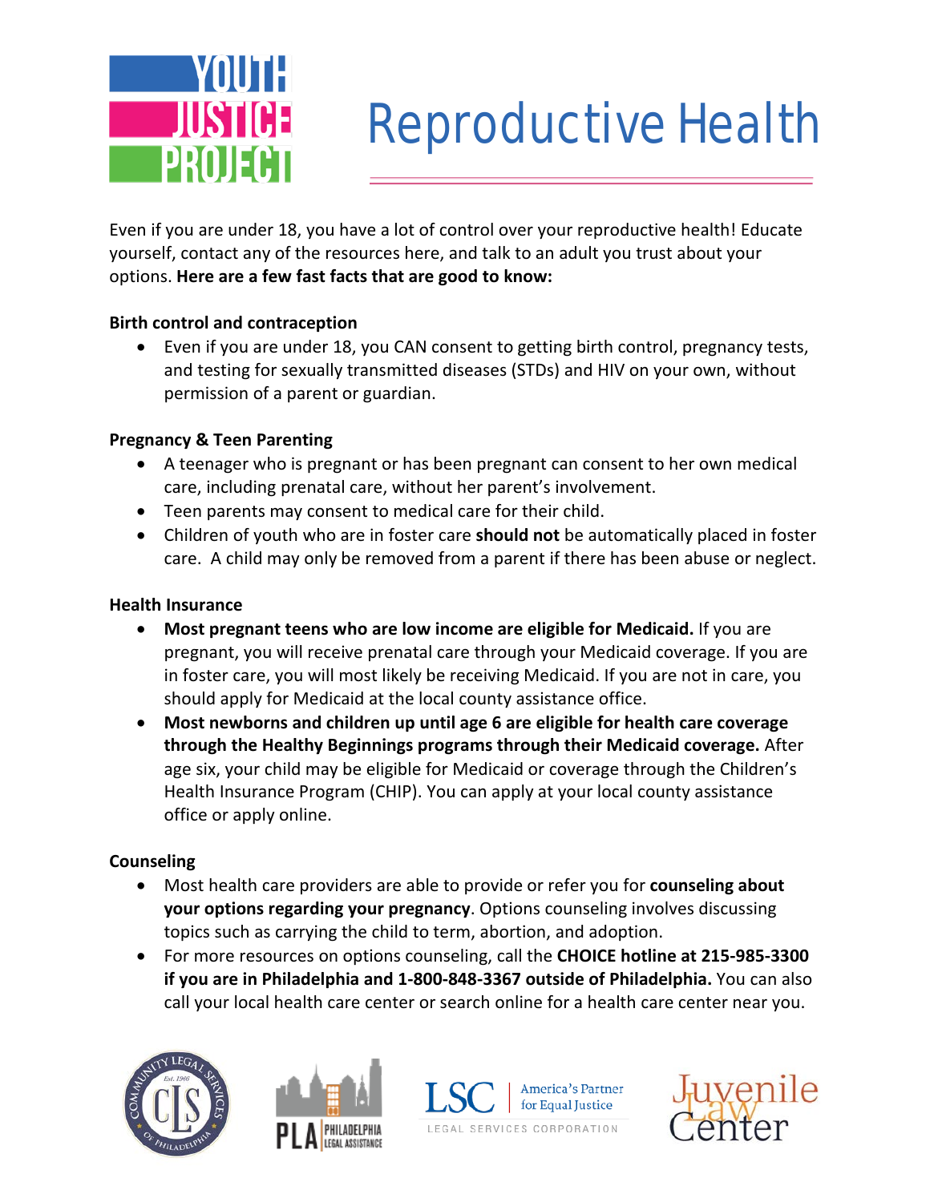# Reproductive Health

Even if you are under 18, you have a lot of control over your reproductive health! Educate yourself, contact any of the resources here, and talk to an adult you trust about your options. **Here are a few fast facts that are good to know:**

**Birth control and contraception**

- Even if you are under 18, you CAN consent to getting birth control, pregnancy tests, and testing for sexually transmitted diseases (STDs) and HIV on your own, without permission of a parent or guardian.

**Pregnancy & Teen Parenting**

- A teenager who is pregnant or has been pregnant can consent to her own medical care, including prenatal care, without her parent's involvement.
- Teen parents may consent to medical care for their child.
- Children of youth who are in foster care **should not** be automatically placed in foster care. A child may only be removed from a parent if there has been abuse or neglect.

**Health Insurance**

- **Most pregnant teens who are low income are eligible for Medicaid.** If you are pregnant, you will receive prenatal care through your Medicaid coverage. If you are in foster care, you will most likely be receiving Medicaid. If you are not in care, you should apply for Medicaid at the local county assistance office.
- **Most newborns and children up until age 6 are eligible for health care coverage through the Healthy Beginnings programs through their Medicaid coverage.** After age six, your child may be eligible for Medicaid or coverage through the Children's Health Insurance Program (CHIP). You can apply at your local county assistance office or apply online.

**Counseling**

- Most health care providers are able to provide or refer you for **counseling about your options regarding your pregnancy**. Options counseling involves discussing topics such as carrying the child to term, abortion, and adoption.
- For more resources on options counseling, call the **CHOICE hotline at 215-985-3300 if you are in Philadelphia and 1-800-848-3367 outside of Philadelphia.** You can also call your local health care center or search online for a health care center near you.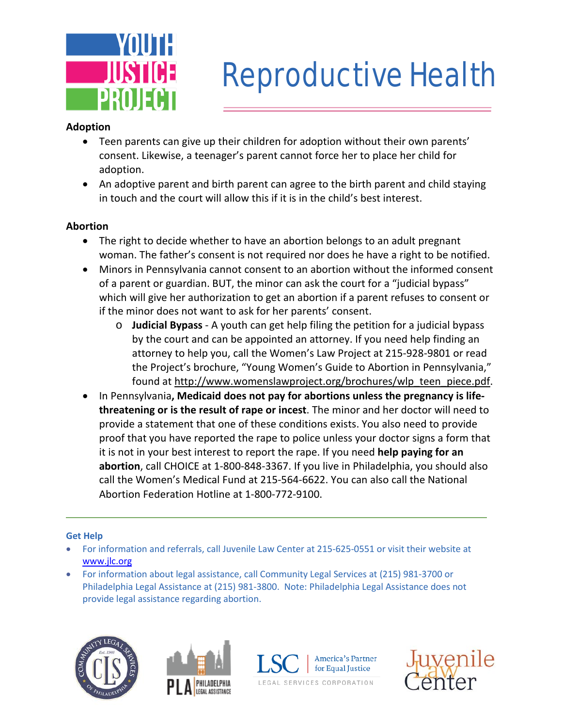# Reproductive Health

## Adoption

- Teen parents can give up their children for adoption without their own parents' consent. Likewise, a teenager's parent cannot force her to place her child for adoption.
- An adoptive parent and birth parent can agree to the birth parent and child staying in touch and the court will allow this if it is in the child's best interest.

## Abortion

- The right to decide whether to have an abortion belongs to an adult pregnant woman. The father's consent is not required nor does he have a right to be notified.
- Minors in Pennsylvania cannot consent to an abortion without the informed consent of a parent or guardian. BUT, the minor can ask the court for a "judicial bypass" which will give her authorization to get an abortion if a parent refuses to consent or if the minor does not want to ask for her parents' consent.
  - **Judicial Bypass** - A youth can get help filing the petition for a judicial bypass by the court and can be appointed an attorney. If you need help finding an attorney to help you, call the Women's Law Project at 215-928-9801 or read the Project's brochure, "Young Women's Guide to Abortion in Pennsylvania," found at http://www.womenslawproject.org/brochures/wlp_teen_piece.pdf.
- In Pennsylvania**, Medicaid does not pay for abortions unless the pregnancy is life-threatening or is the result of rape or incest**. The minor and her doctor will need to provide a statement that one of these conditions exists. You also need to provide proof that you have reported the rape to police unless your doctor signs a form that it is not in your best interest to report the rape. If you need **help paying for an abortion**, call CHOICE at 1-800-848-3367. If you live in Philadelphia, you should also call the Women's Medical Fund at 215-564-6622. You can also call the National Abortion Federation Hotline at 1-800-772-9100.

---

### Get Help

- For information and referrals, call Juvenile Law Center at 215-625-0551 or visit their website at www.jlc.org
- For information about legal assistance, call Community Legal Services at (215) 981-3700 or Philadelphia Legal Assistance at (215) 981-3800. Note: Philadelphia Legal Assistance does not provide legal assistance regarding abortion.